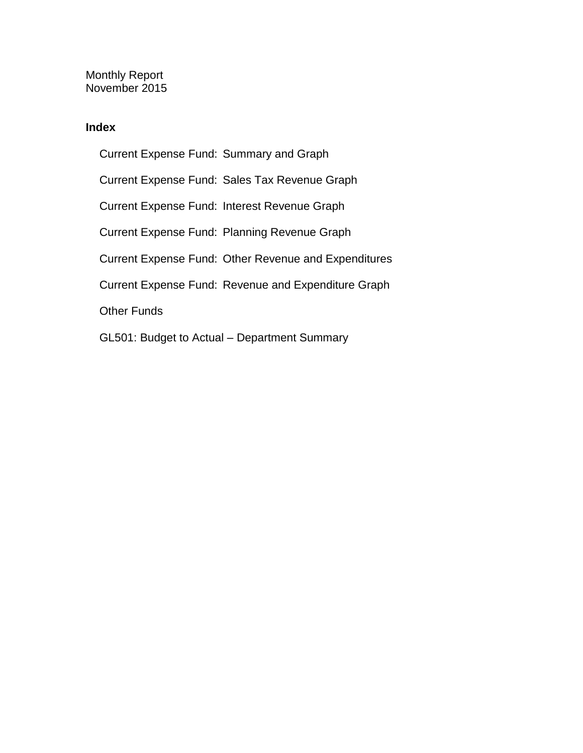Monthly Report
November 2015

**Index**

- Current Expense Fund: Summary and Graph
- Current Expense Fund: Sales Tax Revenue Graph
- Current Expense Fund: Interest Revenue Graph
- Current Expense Fund: Planning Revenue Graph
- Current Expense Fund: Other Revenue and Expenditures
- Current Expense Fund: Revenue and Expenditure Graph
- Other Funds
- GL501: Budget to Actual – Department Summary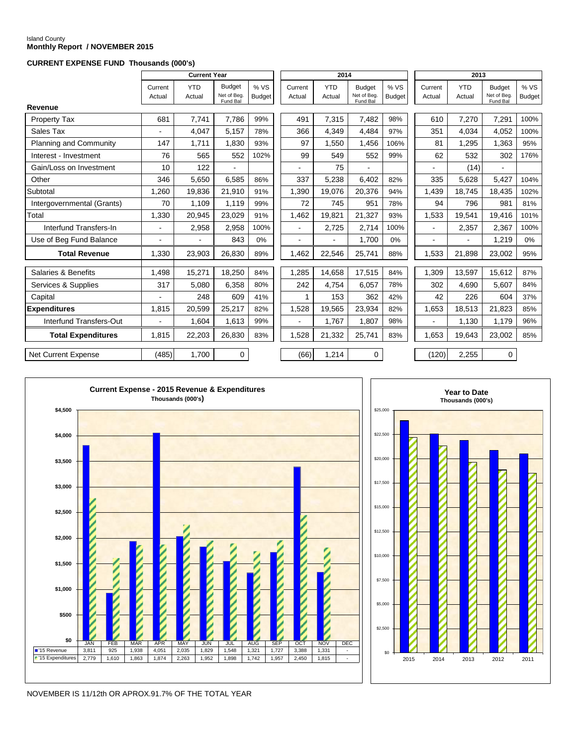Island County
**Monthly Report / NOVEMBER 2015**

**CURRENT EXPENSE FUND Thousands (000's)**

| | Current Year | | | | 2014 | | | | 2013 | | | |
|---|---|---|---|---|---|---|---|---|---|---|---|---|
| | Current Actual | YTD Actual | Budget Net of Beg. Fund Bal | % VS Budget | Current Actual | YTD Actual | Budget Net of Beg. Fund Bal | % VS Budget | Current Actual | YTD Actual | Budget Net of Beg. Fund Bal | % VS Budget |
| **Revenue** | | | | | | | | | | | | |
| Property Tax | 681 | 7,741 | 7,786 | 99% | 491 | 7,315 | 7,482 | 98% | 610 | 7,270 | 7,291 | 100% |
| Sales Tax | - | 4,047 | 5,157 | 78% | 366 | 4,349 | 4,484 | 97% | 351 | 4,034 | 4,052 | 100% |
| Planning and Community | 147 | 1,711 | 1,830 | 93% | 97 | 1,550 | 1,456 | 106% | 81 | 1,295 | 1,363 | 95% |
| Interest - Investment | 76 | 565 | 552 | 102% | 99 | 549 | 552 | 99% | 62 | 532 | 302 | 176% |
| Gain/Loss on Investment | 10 | 122 | - | | - | 75 | | | - | (14) | - | |
| Other | 346 | 5,650 | 6,585 | 86% | 337 | 5,238 | 6,402 | 82% | 335 | 5,628 | 5,427 | 104% |
| Subtotal | 1,260 | 19,836 | 21,910 | 91% | 1,390 | 19,076 | 20,376 | 94% | 1,439 | 18,745 | 18,435 | 102% |
| Intergovernmental (Grants) | 70 | 1,109 | 1,119 | 99% | 72 | 745 | 951 | 78% | 94 | 796 | 981 | 81% |
| Total | 1,330 | 20,945 | 23,029 | 91% | 1,462 | 19,821 | 21,327 | 93% | 1,533 | 19,541 | 19,416 | 101% |
| Interfund Transfers-In | - | 2,958 | 2,958 | 100% | - | 2,725 | 2,714 | 100% | - | 2,357 | 2,367 | 100% |
| Use of Beg Fund Balance | - | - | 843 | 0% | - | - | 1,700 | 0% | - | - | 1,219 | 0% |
| **Total Revenue** | 1,330 | 23,903 | 26,830 | 89% | 1,462 | 22,546 | 25,741 | 88% | 1,533 | 21,898 | 23,002 | 95% |
| Salaries & Benefits | 1,498 | 15,271 | 18,250 | 84% | 1,285 | 14,658 | 17,515 | 84% | 1,309 | 13,597 | 15,612 | 87% |
| Services & Supplies | 317 | 5,080 | 6,358 | 80% | 242 | 4,754 | 6,057 | 78% | 302 | 4,690 | 5,607 | 84% |
| Capital | - | 248 | 609 | 41% | 1 | 153 | 362 | 42% | 42 | 226 | 604 | 37% |
| **Expenditures** | 1,815 | 20,599 | 25,217 | 82% | 1,528 | 19,565 | 23,934 | 82% | 1,653 | 18,513 | 21,823 | 85% |
| Interfund Transfers-Out | - | 1,604 | 1,613 | 99% | - | 1,767 | 1,807 | 98% | - | 1,130 | 1,179 | 96% |
| **Total Expenditures** | 1,815 | 22,203 | 26,830 | 83% | 1,528 | 21,332 | 25,741 | 83% | 1,653 | 19,643 | 23,002 | 85% |
| Net Current Expense | (485) | 1,700 | 0 | | (66) | 1,214 | 0 | | (120) | 2,255 | 0 | |

**Current Expense - 2015 Revenue & Expenditures**
Thousands (000's)

| | JAN | FEB | MAR | APR | MAY | JUN | JUL | AUG | SEP | OCT | NOV | DEC |
|---|---|---|---|---|---|---|---|---|---|---|---|---|
| '15 Revenue | 3,811 | 925 | 1,938 | 4,051 | 2,035 | 1,829 | 1,548 | 1,321 | 1,727 | 3,388 | 1,331 | - |
| '15 Expenditures | 2,779 | 1,610 | 1,863 | 1,874 | 2,263 | 1,952 | 1,898 | 1,742 | 1,957 | 2,450 | 1,815 | - |

**Year to Date**
Thousands (000's)

(Bar chart of YTD revenue and expenditures for 2015, 2014, 2013, 2012, 2011)

NOVEMBER IS 11/12th OR APROX.91.7% OF THE TOTAL YEAR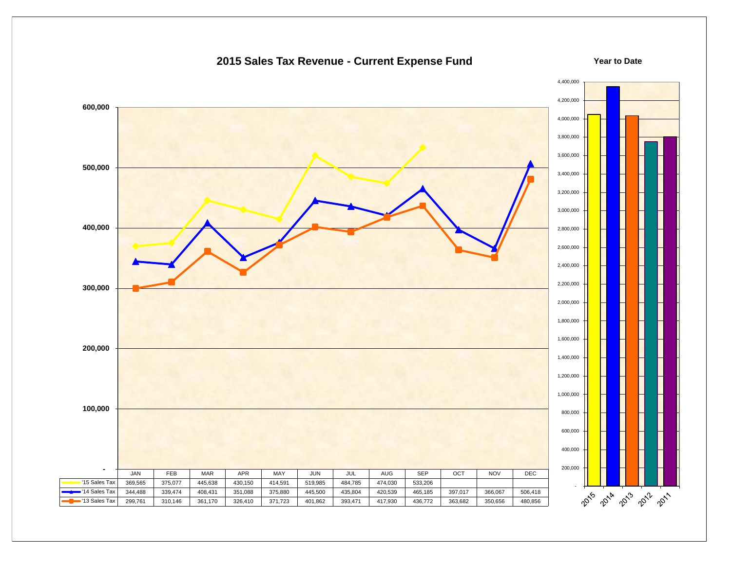# 2015 Sales Tax Revenue - Current Expense Fund

| | JAN | FEB | MAR | APR | MAY | JUN | JUL | AUG | SEP | OCT | NOV | DEC |
|---|---|---|---|---|---|---|---|---|---|---|---|---|
| '15 Sales Tax | 369,565 | 375,077 | 445,638 | 430,150 | 414,591 | 519,985 | 484,785 | 474,030 | 533,206 | | | |
| '14 Sales Tax | 344,488 | 339,474 | 408,431 | 351,088 | 375,880 | 445,500 | 435,804 | 420,539 | 465,185 | 397,017 | 366,067 | 506,418 |
| '13 Sales Tax | 299,761 | 310,146 | 361,170 | 326,410 | 371,723 | 401,862 | 393,471 | 417,930 | 436,772 | 363,682 | 350,656 | 480,856 |

**Year to Date**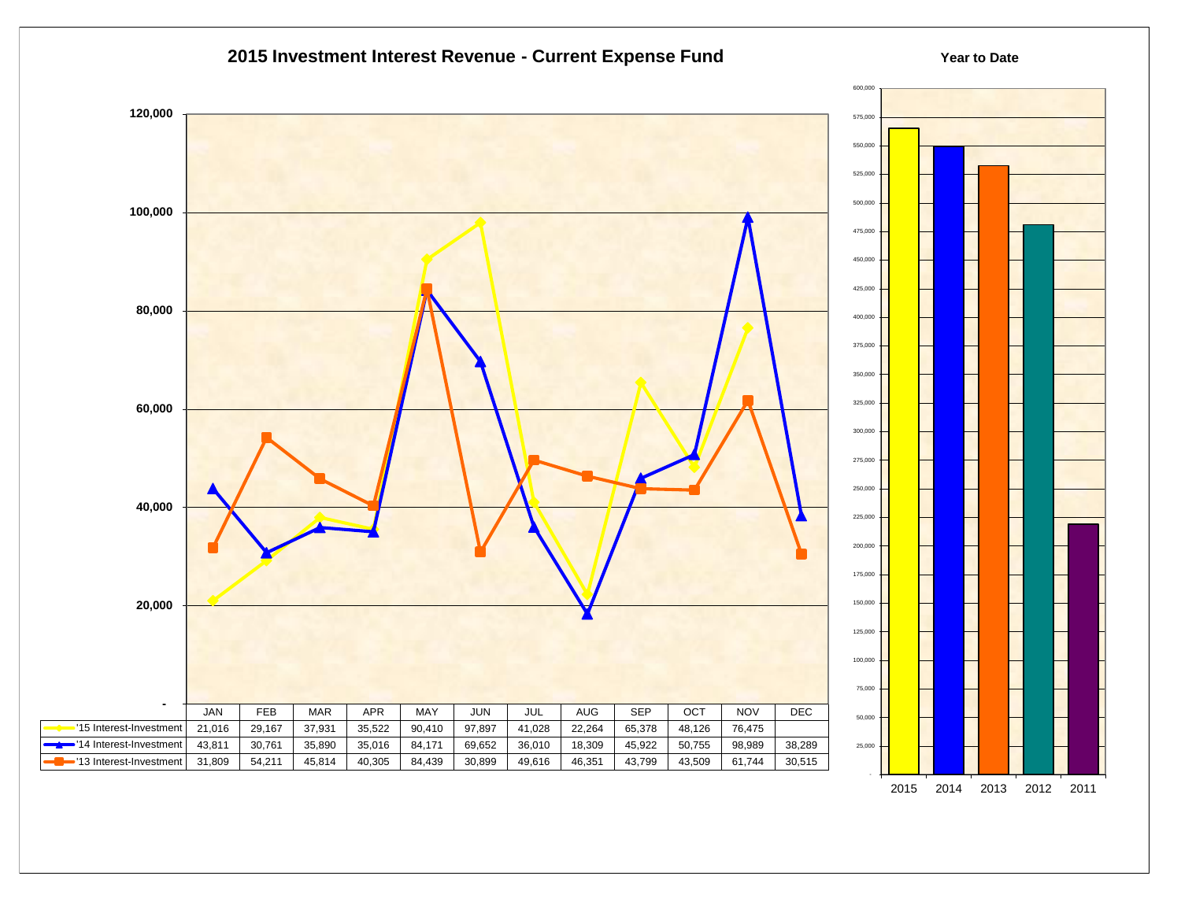## 2015 Investment Interest Revenue - Current Expense Fund

| | JAN | FEB | MAR | APR | MAY | JUN | JUL | AUG | SEP | OCT | NOV | DEC |
|---|---|---|---|---|---|---|---|---|---|---|---|---|
| '15 Interest-Investment | 21,016 | 29,167 | 37,931 | 35,522 | 90,410 | 97,897 | 41,028 | 22,264 | 65,378 | 48,126 | 76,475 | |
| '14 Interest-Investment | 43,811 | 30,761 | 35,890 | 35,016 | 84,171 | 69,652 | 36,010 | 18,309 | 45,922 | 50,755 | 98,989 | 38,289 |
| '13 Interest-Investment | 31,809 | 54,211 | 45,814 | 40,305 | 84,439 | 30,899 | 49,616 | 46,351 | 43,799 | 43,509 | 61,744 | 30,515 |

**Year to Date**

2015, 2014, 2013, 2012, 2011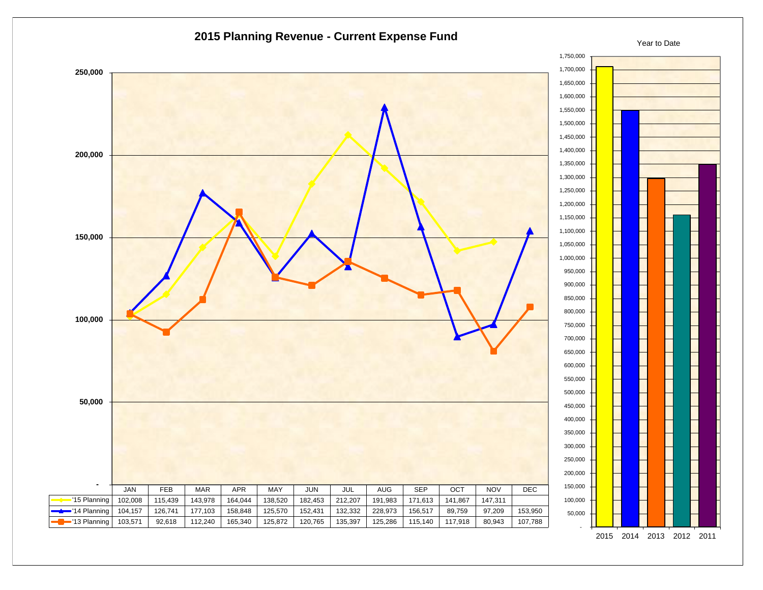# 2015 Planning Revenue - Current Expense Fund

| | JAN | FEB | MAR | APR | MAY | JUN | JUL | AUG | SEP | OCT | NOV | DEC |
|---|---|---|---|---|---|---|---|---|---|---|---|---|
| '15 Planning | 102,008 | 115,439 | 143,978 | 164,044 | 138,520 | 182,453 | 212,207 | 191,983 | 171,613 | 141,867 | 147,311 | |
| '14 Planning | 104,157 | 126,741 | 177,103 | 158,848 | 125,570 | 152,431 | 132,332 | 228,973 | 156,517 | 89,759 | 97,209 | 153,950 |
| '13 Planning | 103,571 | 92,618 | 112,240 | 165,340 | 125,872 | 120,765 | 135,397 | 125,286 | 115,140 | 117,918 | 80,943 | 107,788 |

Year to Date

2015 | 2014 | 2013 | 2012 | 2011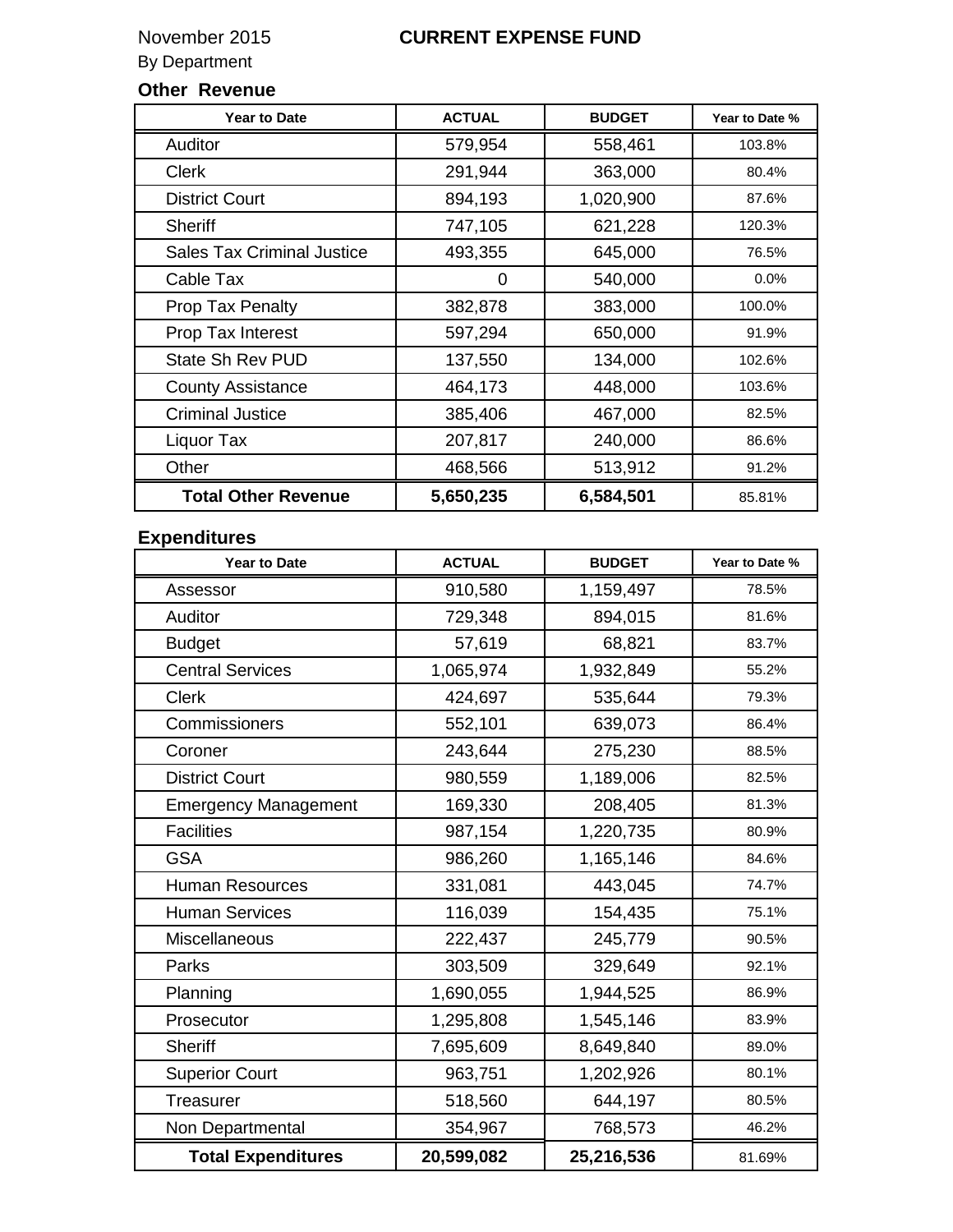November 2015 **CURRENT EXPENSE FUND**

By Department

### Other Revenue

| Year to Date | ACTUAL | BUDGET | Year to Date % |
|---|---|---|---|
| Auditor | 579,954 | 558,461 | 103.8% |
| Clerk | 291,944 | 363,000 | 80.4% |
| District Court | 894,193 | 1,020,900 | 87.6% |
| Sheriff | 747,105 | 621,228 | 120.3% |
| Sales Tax Criminal Justice | 493,355 | 645,000 | 76.5% |
| Cable Tax | 0 | 540,000 | 0.0% |
| Prop Tax Penalty | 382,878 | 383,000 | 100.0% |
| Prop Tax Interest | 597,294 | 650,000 | 91.9% |
| State Sh Rev PUD | 137,550 | 134,000 | 102.6% |
| County Assistance | 464,173 | 448,000 | 103.6% |
| Criminal Justice | 385,406 | 467,000 | 82.5% |
| Liquor Tax | 207,817 | 240,000 | 86.6% |
| Other | 468,566 | 513,912 | 91.2% |
| **Total Other Revenue** | **5,650,235** | **6,584,501** | 85.81% |

### Expenditures

| Year to Date | ACTUAL | BUDGET | Year to Date % |
|---|---|---|---|
| Assessor | 910,580 | 1,159,497 | 78.5% |
| Auditor | 729,348 | 894,015 | 81.6% |
| Budget | 57,619 | 68,821 | 83.7% |
| Central Services | 1,065,974 | 1,932,849 | 55.2% |
| Clerk | 424,697 | 535,644 | 79.3% |
| Commissioners | 552,101 | 639,073 | 86.4% |
| Coroner | 243,644 | 275,230 | 88.5% |
| District Court | 980,559 | 1,189,006 | 82.5% |
| Emergency Management | 169,330 | 208,405 | 81.3% |
| Facilities | 987,154 | 1,220,735 | 80.9% |
| GSA | 986,260 | 1,165,146 | 84.6% |
| Human Resources | 331,081 | 443,045 | 74.7% |
| Human Services | 116,039 | 154,435 | 75.1% |
| Miscellaneous | 222,437 | 245,779 | 90.5% |
| Parks | 303,509 | 329,649 | 92.1% |
| Planning | 1,690,055 | 1,944,525 | 86.9% |
| Prosecutor | 1,295,808 | 1,545,146 | 83.9% |
| Sheriff | 7,695,609 | 8,649,840 | 89.0% |
| Superior Court | 963,751 | 1,202,926 | 80.1% |
| Treasurer | 518,560 | 644,197 | 80.5% |
| Non Departmental | 354,967 | 768,573 | 46.2% |
| **Total Expenditures** | **20,599,082** | **25,216,536** | 81.69% |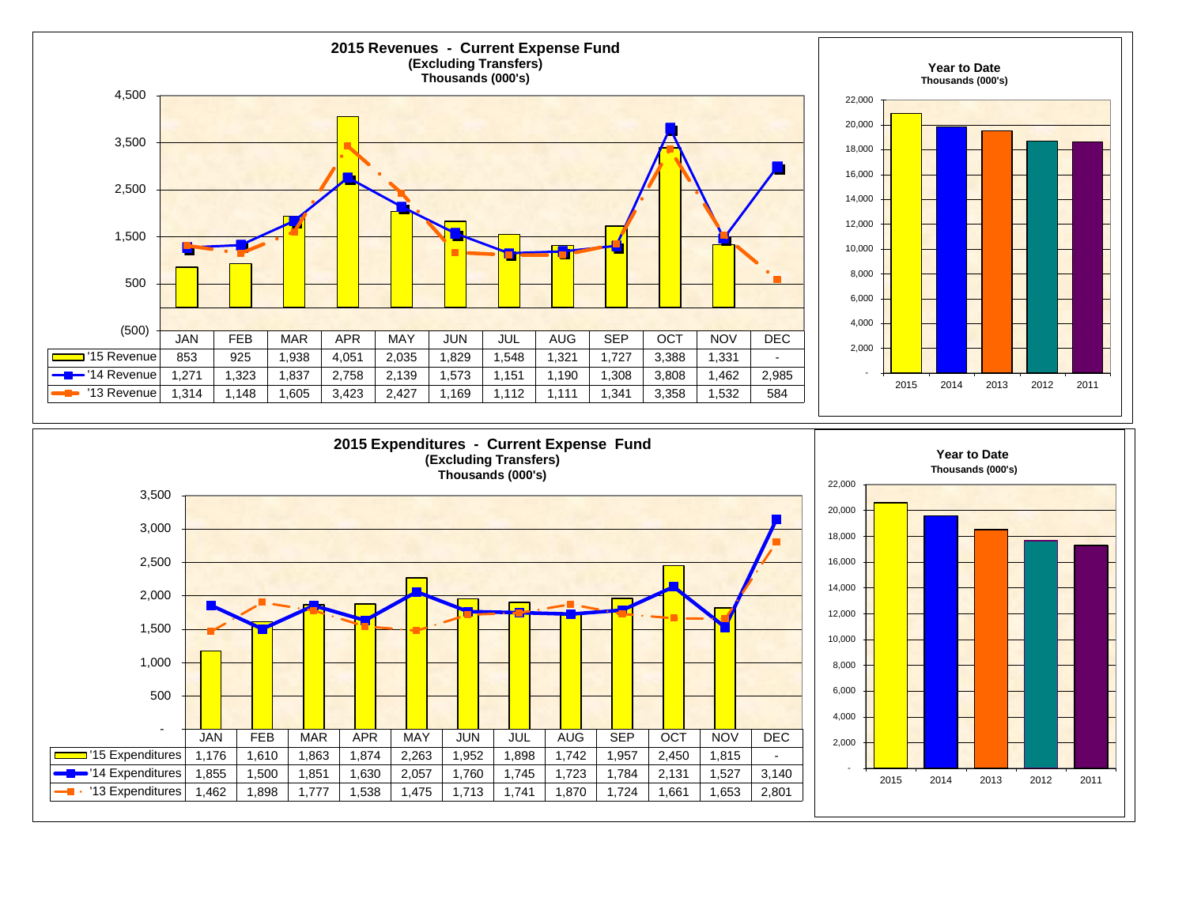## 2015 Revenues - Current Expense Fund
**(Excluding Transfers)**
**Thousands (000's)**

| | JAN | FEB | MAR | APR | MAY | JUN | JUL | AUG | SEP | OCT | NOV | DEC |
|---|---|---|---|---|---|---|---|---|---|---|---|---|
| '15 Revenue | 853 | 925 | 1,938 | 4,051 | 2,035 | 1,829 | 1,548 | 1,321 | 1,727 | 3,388 | 1,331 | - |
| '14 Revenue | 1,271 | 1,323 | 1,837 | 2,758 | 2,139 | 1,573 | 1,151 | 1,190 | 1,308 | 3,808 | 1,462 | 2,985 |
| '13 Revenue | 1,314 | 1,148 | 1,605 | 3,423 | 2,427 | 1,169 | 1,112 | 1,111 | 1,341 | 3,358 | 1,532 | 584 |

**Year to Date**
**Thousands (000's)**

(Bar chart: 2015, 2014, 2013, 2012, 2011)

## 2015 Expenditures - Current Expense Fund
**(Excluding Transfers)**
**Thousands (000's)**

| | JAN | FEB | MAR | APR | MAY | JUN | JUL | AUG | SEP | OCT | NOV | DEC |
|---|---|---|---|---|---|---|---|---|---|---|---|---|
| '15 Expenditures | 1,176 | 1,610 | 1,863 | 1,874 | 2,263 | 1,952 | 1,898 | 1,742 | 1,957 | 2,450 | 1,815 | - |
| '14 Expenditures | 1,855 | 1,500 | 1,851 | 1,630 | 2,057 | 1,760 | 1,745 | 1,723 | 1,784 | 2,131 | 1,527 | 3,140 |
| '13 Expenditures | 1,462 | 1,898 | 1,777 | 1,538 | 1,475 | 1,713 | 1,741 | 1,870 | 1,724 | 1,661 | 1,653 | 2,801 |

**Year to Date**
**Thousands (000's)**

(Bar chart: 2015, 2014, 2013, 2012, 2011)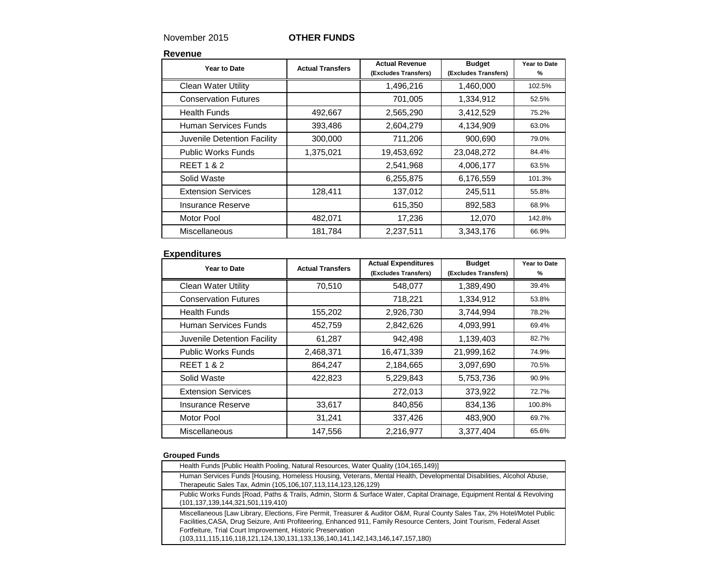November 2015 **OTHER FUNDS**

## Revenue

| Year to Date | Actual Transfers | Actual Revenue (Excludes Transfers) | Budget (Excludes Transfers) | Year to Date % |
|---|---|---|---|---|
| Clean Water Utility | | 1,496,216 | 1,460,000 | 102.5% |
| Conservation Futures | | 701,005 | 1,334,912 | 52.5% |
| Health Funds | 492,667 | 2,565,290 | 3,412,529 | 75.2% |
| Human Services Funds | 393,486 | 2,604,279 | 4,134,909 | 63.0% |
| Juvenile Detention Facility | 300,000 | 711,206 | 900,690 | 79.0% |
| Public Works Funds | 1,375,021 | 19,453,692 | 23,048,272 | 84.4% |
| REET 1 & 2 | | 2,541,968 | 4,006,177 | 63.5% |
| Solid Waste | | 6,255,875 | 6,176,559 | 101.3% |
| Extension Services | 128,411 | 137,012 | 245,511 | 55.8% |
| Insurance Reserve | | 615,350 | 892,583 | 68.9% |
| Motor Pool | 482,071 | 17,236 | 12,070 | 142.8% |
| Miscellaneous | 181,784 | 2,237,511 | 3,343,176 | 66.9% |

## Expenditures

| Year to Date | Actual Transfers | Actual Expenditures (Excludes Transfers) | Budget (Excludes Transfers) | Year to Date % |
|---|---|---|---|---|
| Clean Water Utility | 70,510 | 548,077 | 1,389,490 | 39.4% |
| Conservation Futures | | 718,221 | 1,334,912 | 53.8% |
| Health Funds | 155,202 | 2,926,730 | 3,744,994 | 78.2% |
| Human Services Funds | 452,759 | 2,842,626 | 4,093,991 | 69.4% |
| Juvenile Detention Facility | 61,287 | 942,498 | 1,139,403 | 82.7% |
| Public Works Funds | 2,468,371 | 16,471,339 | 21,999,162 | 74.9% |
| REET 1 & 2 | 864,247 | 2,184,665 | 3,097,690 | 70.5% |
| Solid Waste | 422,823 | 5,229,843 | 5,753,736 | 90.9% |
| Extension Services | | 272,013 | 373,922 | 72.7% |
| Insurance Reserve | 33,617 | 840,856 | 834,136 | 100.8% |
| Motor Pool | 31,241 | 337,426 | 483,900 | 69.7% |
| Miscellaneous | 147,556 | 2,216,977 | 3,377,404 | 65.6% |

**Grouped Funds**

| Grouped Funds |
|---|
| Health Funds [Public Health Pooling, Natural Resources, Water Quality (104,165,149)] |
| Human Services Funds [Housing, Homeless Housing, Veterans, Mental Health, Developmental Disabilities, Alcohol Abuse, Therapeutic Sales Tax, Admin (105,106,107,113,114,123,126,129) |
| Public Works Funds [Road, Paths & Trails, Admin, Storm & Surface Water, Capital Drainage, Equipment Rental & Revolving (101,137,139,144,321,501,119,410) |
| Miscellaneous [Law Library, Elections, Fire Permit, Treasurer & Auditor O&M, Rural County Sales Tax, 2% Hotel/Motel Public Facilities,CASA, Drug Seizure, Anti Profiteering, Enhanced 911, Family Resource Centers, Joint Tourism, Federal Asset Fortfeiture, Trial Court Improvement, Historic Preservation (103,111,115,116,118,121,124,130,131,133,136,140,141,142,143,146,147,157,180) |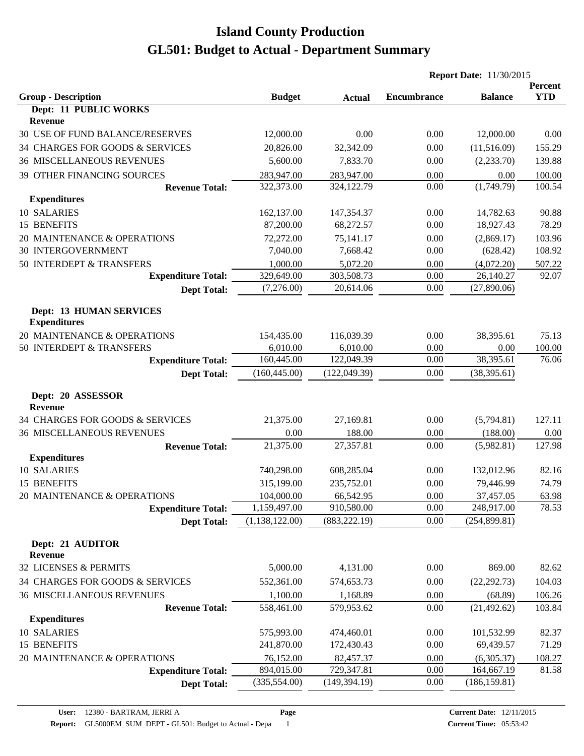# Island County Production

# GL501: Budget to Actual - Department Summary

**Report Date:** 11/30/2015

| Group - Description | Budget | Actual | Encumbrance | Balance | Percent YTD |
|---|---|---|---|---|---|
| **Dept: 11 PUBLIC WORKS** | | | | | |
| **Revenue** | | | | | |
| 30 USE OF FUND BALANCE/RESERVES | 12,000.00 | 0.00 | 0.00 | 12,000.00 | 0.00 |
| 34 CHARGES FOR GOODS & SERVICES | 20,826.00 | 32,342.09 | 0.00 | (11,516.09) | 155.29 |
| 36 MISCELLANEOUS REVENUES | 5,600.00 | 7,833.70 | 0.00 | (2,233.70) | 139.88 |
| 39 OTHER FINANCING SOURCES | 283,947.00 | 283,947.00 | 0.00 | 0.00 | 100.00 |
| **Revenue Total:** | 322,373.00 | 324,122.79 | 0.00 | (1,749.79) | 100.54 |
| **Expenditures** | | | | | |
| 10 SALARIES | 162,137.00 | 147,354.37 | 0.00 | 14,782.63 | 90.88 |
| 15 BENEFITS | 87,200.00 | 68,272.57 | 0.00 | 18,927.43 | 78.29 |
| 20 MAINTENANCE & OPERATIONS | 72,272.00 | 75,141.17 | 0.00 | (2,869.17) | 103.96 |
| 30 INTERGOVERNMENT | 7,040.00 | 7,668.42 | 0.00 | (628.42) | 108.92 |
| 50 INTERDEPT & TRANSFERS | 1,000.00 | 5,072.20 | 0.00 | (4,072.20) | 507.22 |
| **Expenditure Total:** | 329,649.00 | 303,508.73 | 0.00 | 26,140.27 | 92.07 |
| **Dept Total:** | (7,276.00) | 20,614.06 | 0.00 | (27,890.06) | |
| **Dept: 13 HUMAN SERVICES** | | | | | |
| **Expenditures** | | | | | |
| 20 MAINTENANCE & OPERATIONS | 154,435.00 | 116,039.39 | 0.00 | 38,395.61 | 75.13 |
| 50 INTERDEPT & TRANSFERS | 6,010.00 | 6,010.00 | 0.00 | 0.00 | 100.00 |
| **Expenditure Total:** | 160,445.00 | 122,049.39 | 0.00 | 38,395.61 | 76.06 |
| **Dept Total:** | (160,445.00) | (122,049.39) | 0.00 | (38,395.61) | |
| **Dept: 20 ASSESSOR** | | | | | |
| **Revenue** | | | | | |
| 34 CHARGES FOR GOODS & SERVICES | 21,375.00 | 27,169.81 | 0.00 | (5,794.81) | 127.11 |
| 36 MISCELLANEOUS REVENUES | 0.00 | 188.00 | 0.00 | (188.00) | 0.00 |
| **Revenue Total:** | 21,375.00 | 27,357.81 | 0.00 | (5,982.81) | 127.98 |
| **Expenditures** | | | | | |
| 10 SALARIES | 740,298.00 | 608,285.04 | 0.00 | 132,012.96 | 82.16 |
| 15 BENEFITS | 315,199.00 | 235,752.01 | 0.00 | 79,446.99 | 74.79 |
| 20 MAINTENANCE & OPERATIONS | 104,000.00 | 66,542.95 | 0.00 | 37,457.05 | 63.98 |
| **Expenditure Total:** | 1,159,497.00 | 910,580.00 | 0.00 | 248,917.00 | 78.53 |
| **Dept Total:** | (1,138,122.00) | (883,222.19) | 0.00 | (254,899.81) | |
| **Dept: 21 AUDITOR** | | | | | |
| **Revenue** | | | | | |
| 32 LICENSES & PERMITS | 5,000.00 | 4,131.00 | 0.00 | 869.00 | 82.62 |
| 34 CHARGES FOR GOODS & SERVICES | 552,361.00 | 574,653.73 | 0.00 | (22,292.73) | 104.03 |
| 36 MISCELLANEOUS REVENUES | 1,100.00 | 1,168.89 | 0.00 | (68.89) | 106.26 |
| **Revenue Total:** | 558,461.00 | 579,953.62 | 0.00 | (21,492.62) | 103.84 |
| **Expenditures** | | | | | |
| 10 SALARIES | 575,993.00 | 474,460.01 | 0.00 | 101,532.99 | 82.37 |
| 15 BENEFITS | 241,870.00 | 172,430.43 | 0.00 | 69,439.57 | 71.29 |
| 20 MAINTENANCE & OPERATIONS | 76,152.00 | 82,457.37 | 0.00 | (6,305.37) | 108.27 |
| **Expenditure Total:** | 894,015.00 | 729,347.81 | 0.00 | 164,667.19 | 81.58 |
| **Dept Total:** | (335,554.00) | (149,394.19) | 0.00 | (186,159.81) | |

**User:** 12380 - BARTRAM, JERRI A
**Report:** GL5000EM_SUM_DEPT - GL501: Budget to Actual - Depa
**Current Date:** 12/11/2015
**Current Time:** 05:53:42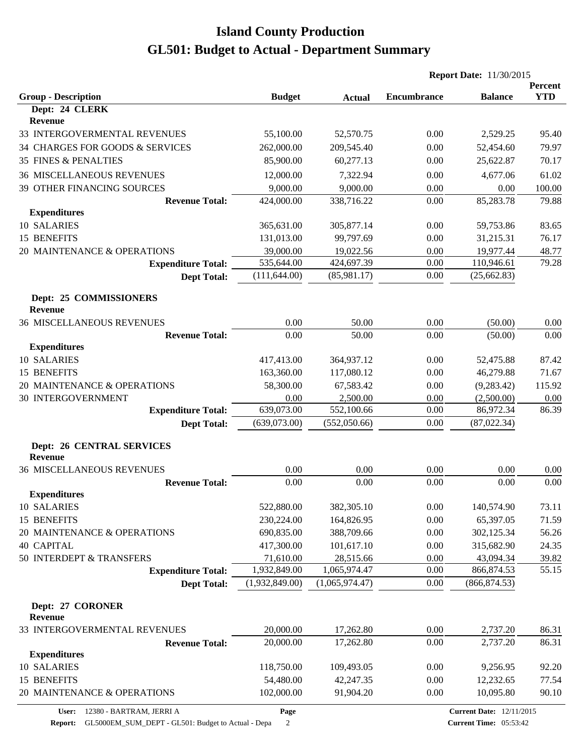# Island County Production
# GL501: Budget to Actual - Department Summary

**Report Date:** 11/30/2015

| Group - Description | Budget | Actual | Encumbrance | Balance | Percent YTD |
|---|---|---|---|---|---|
| **Dept: 24 CLERK** | | | | | |
| **Revenue** | | | | | |
| 33 INTERGOVERMENTAL REVENUES | 55,100.00 | 52,570.75 | 0.00 | 2,529.25 | 95.40 |
| 34 CHARGES FOR GOODS & SERVICES | 262,000.00 | 209,545.40 | 0.00 | 52,454.60 | 79.97 |
| 35 FINES & PENALTIES | 85,900.00 | 60,277.13 | 0.00 | 25,622.87 | 70.17 |
| 36 MISCELLANEOUS REVENUES | 12,000.00 | 7,322.94 | 0.00 | 4,677.06 | 61.02 |
| 39 OTHER FINANCING SOURCES | 9,000.00 | 9,000.00 | 0.00 | 0.00 | 100.00 |
| **Revenue Total:** | 424,000.00 | 338,716.22 | 0.00 | 85,283.78 | 79.88 |
| **Expenditures** | | | | | |
| 10 SALARIES | 365,631.00 | 305,877.14 | 0.00 | 59,753.86 | 83.65 |
| 15 BENEFITS | 131,013.00 | 99,797.69 | 0.00 | 31,215.31 | 76.17 |
| 20 MAINTENANCE & OPERATIONS | 39,000.00 | 19,022.56 | 0.00 | 19,977.44 | 48.77 |
| **Expenditure Total:** | 535,644.00 | 424,697.39 | 0.00 | 110,946.61 | 79.28 |
| **Dept Total:** | (111,644.00) | (85,981.17) | 0.00 | (25,662.83) | |
| **Dept: 25 COMMISSIONERS** | | | | | |
| **Revenue** | | | | | |
| 36 MISCELLANEOUS REVENUES | 0.00 | 50.00 | 0.00 | (50.00) | 0.00 |
| **Revenue Total:** | 0.00 | 50.00 | 0.00 | (50.00) | 0.00 |
| **Expenditures** | | | | | |
| 10 SALARIES | 417,413.00 | 364,937.12 | 0.00 | 52,475.88 | 87.42 |
| 15 BENEFITS | 163,360.00 | 117,080.12 | 0.00 | 46,279.88 | 71.67 |
| 20 MAINTENANCE & OPERATIONS | 58,300.00 | 67,583.42 | 0.00 | (9,283.42) | 115.92 |
| 30 INTERGOVERNMENT | 0.00 | 2,500.00 | 0.00 | (2,500.00) | 0.00 |
| **Expenditure Total:** | 639,073.00 | 552,100.66 | 0.00 | 86,972.34 | 86.39 |
| **Dept Total:** | (639,073.00) | (552,050.66) | 0.00 | (87,022.34) | |
| **Dept: 26 CENTRAL SERVICES** | | | | | |
| **Revenue** | | | | | |
| 36 MISCELLANEOUS REVENUES | 0.00 | 0.00 | 0.00 | 0.00 | 0.00 |
| **Revenue Total:** | 0.00 | 0.00 | 0.00 | 0.00 | 0.00 |
| **Expenditures** | | | | | |
| 10 SALARIES | 522,880.00 | 382,305.10 | 0.00 | 140,574.90 | 73.11 |
| 15 BENEFITS | 230,224.00 | 164,826.95 | 0.00 | 65,397.05 | 71.59 |
| 20 MAINTENANCE & OPERATIONS | 690,835.00 | 388,709.66 | 0.00 | 302,125.34 | 56.26 |
| 40 CAPITAL | 417,300.00 | 101,617.10 | 0.00 | 315,682.90 | 24.35 |
| 50 INTERDEPT & TRANSFERS | 71,610.00 | 28,515.66 | 0.00 | 43,094.34 | 39.82 |
| **Expenditure Total:** | 1,932,849.00 | 1,065,974.47 | 0.00 | 866,874.53 | 55.15 |
| **Dept Total:** | (1,932,849.00) | (1,065,974.47) | 0.00 | (866,874.53) | |
| **Dept: 27 CORONER** | | | | | |
| **Revenue** | | | | | |
| 33 INTERGOVERMENTAL REVENUES | 20,000.00 | 17,262.80 | 0.00 | 2,737.20 | 86.31 |
| **Revenue Total:** | 20,000.00 | 17,262.80 | 0.00 | 2,737.20 | 86.31 |
| **Expenditures** | | | | | |
| 10 SALARIES | 118,750.00 | 109,493.05 | 0.00 | 9,256.95 | 92.20 |
| 15 BENEFITS | 54,480.00 | 42,247.35 | 0.00 | 12,232.65 | 77.54 |
| 20 MAINTENANCE & OPERATIONS | 102,000.00 | 91,904.20 | 0.00 | 10,095.80 | 90.10 |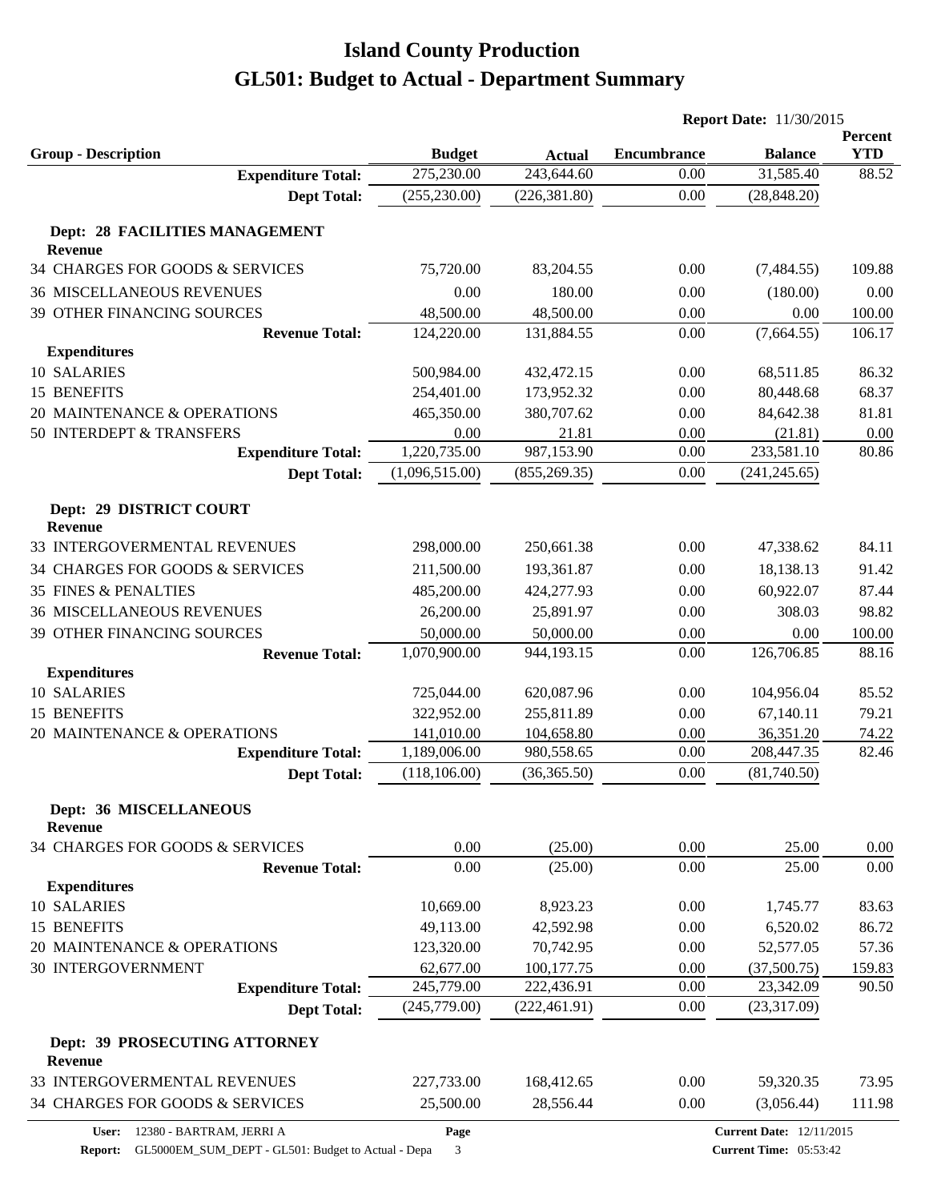# Island County Production

## GL501: Budget to Actual - Department Summary

**Report Date:** 11/30/2015

| Group - Description | Budget | Actual | Encumbrance | Balance | Percent YTD |
|---|---|---|---|---|---|
| **Expenditure Total:** | 275,230.00 | 243,644.60 | 0.00 | 31,585.40 | 88.52 |
| **Dept Total:** | (255,230.00) | (226,381.80) | 0.00 | (28,848.20) | |
| **Dept: 28 FACILITIES MANAGEMENT** | | | | | |
| **Revenue** | | | | | |
| 34 CHARGES FOR GOODS & SERVICES | 75,720.00 | 83,204.55 | 0.00 | (7,484.55) | 109.88 |
| 36 MISCELLANEOUS REVENUES | 0.00 | 180.00 | 0.00 | (180.00) | 0.00 |
| 39 OTHER FINANCING SOURCES | 48,500.00 | 48,500.00 | 0.00 | 0.00 | 100.00 |
| **Revenue Total:** | 124,220.00 | 131,884.55 | 0.00 | (7,664.55) | 106.17 |
| **Expenditures** | | | | | |
| 10 SALARIES | 500,984.00 | 432,472.15 | 0.00 | 68,511.85 | 86.32 |
| 15 BENEFITS | 254,401.00 | 173,952.32 | 0.00 | 80,448.68 | 68.37 |
| 20 MAINTENANCE & OPERATIONS | 465,350.00 | 380,707.62 | 0.00 | 84,642.38 | 81.81 |
| 50 INTERDEPT & TRANSFERS | 0.00 | 21.81 | 0.00 | (21.81) | 0.00 |
| **Expenditure Total:** | 1,220,735.00 | 987,153.90 | 0.00 | 233,581.10 | 80.86 |
| **Dept Total:** | (1,096,515.00) | (855,269.35) | 0.00 | (241,245.65) | |
| **Dept: 29 DISTRICT COURT** | | | | | |
| **Revenue** | | | | | |
| 33 INTERGOVERMENTAL REVENUES | 298,000.00 | 250,661.38 | 0.00 | 47,338.62 | 84.11 |
| 34 CHARGES FOR GOODS & SERVICES | 211,500.00 | 193,361.87 | 0.00 | 18,138.13 | 91.42 |
| 35 FINES & PENALTIES | 485,200.00 | 424,277.93 | 0.00 | 60,922.07 | 87.44 |
| 36 MISCELLANEOUS REVENUES | 26,200.00 | 25,891.97 | 0.00 | 308.03 | 98.82 |
| 39 OTHER FINANCING SOURCES | 50,000.00 | 50,000.00 | 0.00 | 0.00 | 100.00 |
| **Revenue Total:** | 1,070,900.00 | 944,193.15 | 0.00 | 126,706.85 | 88.16 |
| **Expenditures** | | | | | |
| 10 SALARIES | 725,044.00 | 620,087.96 | 0.00 | 104,956.04 | 85.52 |
| 15 BENEFITS | 322,952.00 | 255,811.89 | 0.00 | 67,140.11 | 79.21 |
| 20 MAINTENANCE & OPERATIONS | 141,010.00 | 104,658.80 | 0.00 | 36,351.20 | 74.22 |
| **Expenditure Total:** | 1,189,006.00 | 980,558.65 | 0.00 | 208,447.35 | 82.46 |
| **Dept Total:** | (118,106.00) | (36,365.50) | 0.00 | (81,740.50) | |
| **Dept: 36 MISCELLANEOUS** | | | | | |
| **Revenue** | | | | | |
| 34 CHARGES FOR GOODS & SERVICES | 0.00 | (25.00) | 0.00 | 25.00 | 0.00 |
| **Revenue Total:** | 0.00 | (25.00) | 0.00 | 25.00 | 0.00 |
| **Expenditures** | | | | | |
| 10 SALARIES | 10,669.00 | 8,923.23 | 0.00 | 1,745.77 | 83.63 |
| 15 BENEFITS | 49,113.00 | 42,592.98 | 0.00 | 6,520.02 | 86.72 |
| 20 MAINTENANCE & OPERATIONS | 123,320.00 | 70,742.95 | 0.00 | 52,577.05 | 57.36 |
| 30 INTERGOVERNMENT | 62,677.00 | 100,177.75 | 0.00 | (37,500.75) | 159.83 |
| **Expenditure Total:** | 245,779.00 | 222,436.91 | 0.00 | 23,342.09 | 90.50 |
| **Dept Total:** | (245,779.00) | (222,461.91) | 0.00 | (23,317.09) | |
| **Dept: 39 PROSECUTING ATTORNEY** | | | | | |
| **Revenue** | | | | | |
| 33 INTERGOVERMENTAL REVENUES | 227,733.00 | 168,412.65 | 0.00 | 59,320.35 | 73.95 |
| 34 CHARGES FOR GOODS & SERVICES | 25,500.00 | 28,556.44 | 0.00 | (3,056.44) | 111.98 |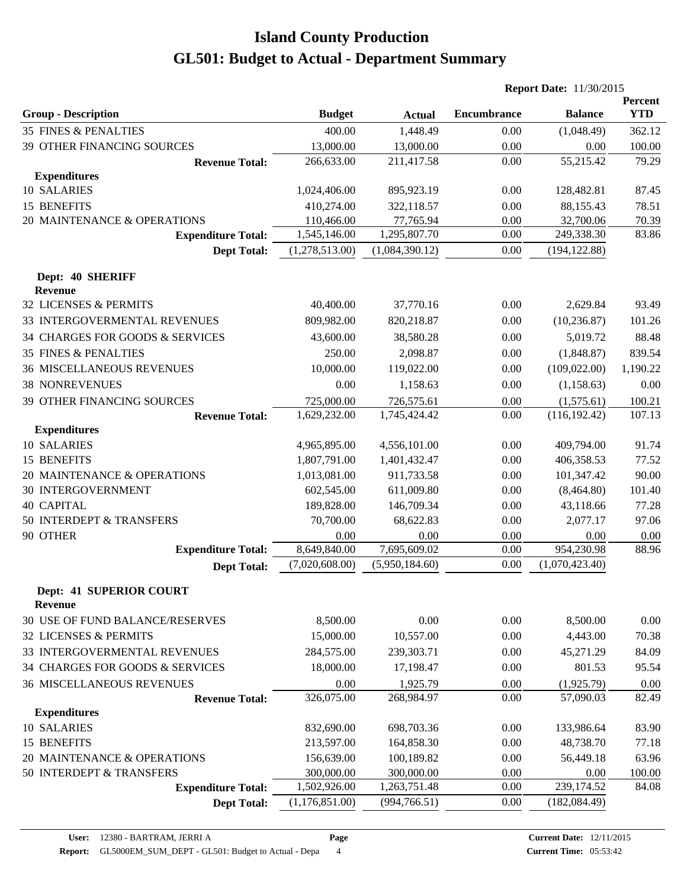# Island County Production

# GL501: Budget to Actual - Department Summary

**Report Date:** 11/30/2015

| Group - Description | Budget | Actual | Encumbrance | Balance | Percent YTD |
|---|---|---|---|---|---|
| 35 FINES & PENALTIES | 400.00 | 1,448.49 | 0.00 | (1,048.49) | 362.12 |
| 39 OTHER FINANCING SOURCES | 13,000.00 | 13,000.00 | 0.00 | 0.00 | 100.00 |
| **Revenue Total:** | 266,633.00 | 211,417.58 | 0.00 | 55,215.42 | 79.29 |
| **Expenditures** | | | | | |
| 10 SALARIES | 1,024,406.00 | 895,923.19 | 0.00 | 128,482.81 | 87.45 |
| 15 BENEFITS | 410,274.00 | 322,118.57 | 0.00 | 88,155.43 | 78.51 |
| 20 MAINTENANCE & OPERATIONS | 110,466.00 | 77,765.94 | 0.00 | 32,700.06 | 70.39 |
| **Expenditure Total:** | 1,545,146.00 | 1,295,807.70 | 0.00 | 249,338.30 | 83.86 |
| **Dept Total:** | (1,278,513.00) | (1,084,390.12) | 0.00 | (194,122.88) | |
| **Dept: 40 SHERIFF** | | | | | |
| **Revenue** | | | | | |
| 32 LICENSES & PERMITS | 40,400.00 | 37,770.16 | 0.00 | 2,629.84 | 93.49 |
| 33 INTERGOVERMENTAL REVENUES | 809,982.00 | 820,218.87 | 0.00 | (10,236.87) | 101.26 |
| 34 CHARGES FOR GOODS & SERVICES | 43,600.00 | 38,580.28 | 0.00 | 5,019.72 | 88.48 |
| 35 FINES & PENALTIES | 250.00 | 2,098.87 | 0.00 | (1,848.87) | 839.54 |
| 36 MISCELLANEOUS REVENUES | 10,000.00 | 119,022.00 | 0.00 | (109,022.00) | 1,190.22 |
| 38 NONREVENUES | 0.00 | 1,158.63 | 0.00 | (1,158.63) | 0.00 |
| 39 OTHER FINANCING SOURCES | 725,000.00 | 726,575.61 | 0.00 | (1,575.61) | 100.21 |
| **Revenue Total:** | 1,629,232.00 | 1,745,424.42 | 0.00 | (116,192.42) | 107.13 |
| **Expenditures** | | | | | |
| 10 SALARIES | 4,965,895.00 | 4,556,101.00 | 0.00 | 409,794.00 | 91.74 |
| 15 BENEFITS | 1,807,791.00 | 1,401,432.47 | 0.00 | 406,358.53 | 77.52 |
| 20 MAINTENANCE & OPERATIONS | 1,013,081.00 | 911,733.58 | 0.00 | 101,347.42 | 90.00 |
| 30 INTERGOVERNMENT | 602,545.00 | 611,009.80 | 0.00 | (8,464.80) | 101.40 |
| 40 CAPITAL | 189,828.00 | 146,709.34 | 0.00 | 43,118.66 | 77.28 |
| 50 INTERDEPT & TRANSFERS | 70,700.00 | 68,622.83 | 0.00 | 2,077.17 | 97.06 |
| 90 OTHER | 0.00 | 0.00 | 0.00 | 0.00 | 0.00 |
| **Expenditure Total:** | 8,649,840.00 | 7,695,609.02 | 0.00 | 954,230.98 | 88.96 |
| **Dept Total:** | (7,020,608.00) | (5,950,184.60) | 0.00 | (1,070,423.40) | |
| **Dept: 41 SUPERIOR COURT** | | | | | |
| **Revenue** | | | | | |
| 30 USE OF FUND BALANCE/RESERVES | 8,500.00 | 0.00 | 0.00 | 8,500.00 | 0.00 |
| 32 LICENSES & PERMITS | 15,000.00 | 10,557.00 | 0.00 | 4,443.00 | 70.38 |
| 33 INTERGOVERMENTAL REVENUES | 284,575.00 | 239,303.71 | 0.00 | 45,271.29 | 84.09 |
| 34 CHARGES FOR GOODS & SERVICES | 18,000.00 | 17,198.47 | 0.00 | 801.53 | 95.54 |
| 36 MISCELLANEOUS REVENUES | 0.00 | 1,925.79 | 0.00 | (1,925.79) | 0.00 |
| **Revenue Total:** | 326,075.00 | 268,984.97 | 0.00 | 57,090.03 | 82.49 |
| **Expenditures** | | | | | |
| 10 SALARIES | 832,690.00 | 698,703.36 | 0.00 | 133,986.64 | 83.90 |
| 15 BENEFITS | 213,597.00 | 164,858.30 | 0.00 | 48,738.70 | 77.18 |
| 20 MAINTENANCE & OPERATIONS | 156,639.00 | 100,189.82 | 0.00 | 56,449.18 | 63.96 |
| 50 INTERDEPT & TRANSFERS | 300,000.00 | 300,000.00 | 0.00 | 0.00 | 100.00 |
| **Expenditure Total:** | 1,502,926.00 | 1,263,751.48 | 0.00 | 239,174.52 | 84.08 |
| **Dept Total:** | (1,176,851.00) | (994,766.51) | 0.00 | (182,084.49) | |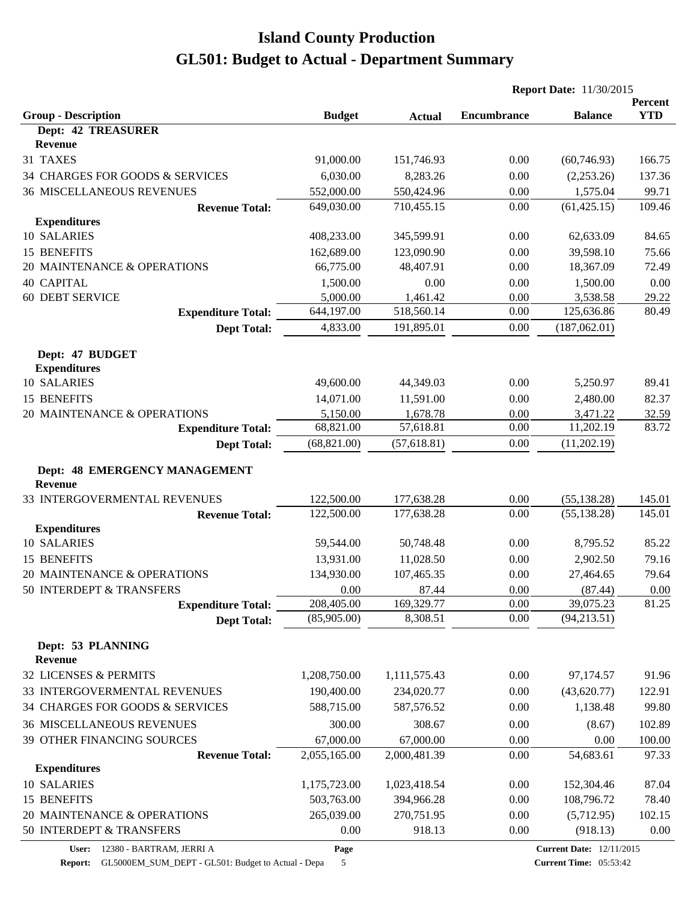# Island County Production

# GL501: Budget to Actual - Department Summary

**Report Date:** 11/30/2015

| Group - Description | Budget | Actual | Encumbrance | Balance | Percent YTD |
|---|---|---|---|---|---|
| **Dept: 42 TREASURER** | | | | | |
| **Revenue** | | | | | |
| 31 TAXES | 91,000.00 | 151,746.93 | 0.00 | (60,746.93) | 166.75 |
| 34 CHARGES FOR GOODS & SERVICES | 6,030.00 | 8,283.26 | 0.00 | (2,253.26) | 137.36 |
| 36 MISCELLANEOUS REVENUES | 552,000.00 | 550,424.96 | 0.00 | 1,575.04 | 99.71 |
| **Revenue Total:** | 649,030.00 | 710,455.15 | 0.00 | (61,425.15) | 109.46 |
| **Expenditures** | | | | | |
| 10 SALARIES | 408,233.00 | 345,599.91 | 0.00 | 62,633.09 | 84.65 |
| 15 BENEFITS | 162,689.00 | 123,090.90 | 0.00 | 39,598.10 | 75.66 |
| 20 MAINTENANCE & OPERATIONS | 66,775.00 | 48,407.91 | 0.00 | 18,367.09 | 72.49 |
| 40 CAPITAL | 1,500.00 | 0.00 | 0.00 | 1,500.00 | 0.00 |
| 60 DEBT SERVICE | 5,000.00 | 1,461.42 | 0.00 | 3,538.58 | 29.22 |
| **Expenditure Total:** | 644,197.00 | 518,560.14 | 0.00 | 125,636.86 | 80.49 |
| **Dept Total:** | 4,833.00 | 191,895.01 | 0.00 | (187,062.01) | |
| **Dept: 47 BUDGET** | | | | | |
| **Expenditures** | | | | | |
| 10 SALARIES | 49,600.00 | 44,349.03 | 0.00 | 5,250.97 | 89.41 |
| 15 BENEFITS | 14,071.00 | 11,591.00 | 0.00 | 2,480.00 | 82.37 |
| 20 MAINTENANCE & OPERATIONS | 5,150.00 | 1,678.78 | 0.00 | 3,471.22 | 32.59 |
| **Expenditure Total:** | 68,821.00 | 57,618.81 | 0.00 | 11,202.19 | 83.72 |
| **Dept Total:** | (68,821.00) | (57,618.81) | 0.00 | (11,202.19) | |
| **Dept: 48 EMERGENCY MANAGEMENT** | | | | | |
| **Revenue** | | | | | |
| 33 INTERGOVERMENTAL REVENUES | 122,500.00 | 177,638.28 | 0.00 | (55,138.28) | 145.01 |
| **Revenue Total:** | 122,500.00 | 177,638.28 | 0.00 | (55,138.28) | 145.01 |
| **Expenditures** | | | | | |
| 10 SALARIES | 59,544.00 | 50,748.48 | 0.00 | 8,795.52 | 85.22 |
| 15 BENEFITS | 13,931.00 | 11,028.50 | 0.00 | 2,902.50 | 79.16 |
| 20 MAINTENANCE & OPERATIONS | 134,930.00 | 107,465.35 | 0.00 | 27,464.65 | 79.64 |
| 50 INTERDEPT & TRANSFERS | 0.00 | 87.44 | 0.00 | (87.44) | 0.00 |
| **Expenditure Total:** | 208,405.00 | 169,329.77 | 0.00 | 39,075.23 | 81.25 |
| **Dept Total:** | (85,905.00) | 8,308.51 | 0.00 | (94,213.51) | |
| **Dept: 53 PLANNING** | | | | | |
| **Revenue** | | | | | |
| 32 LICENSES & PERMITS | 1,208,750.00 | 1,111,575.43 | 0.00 | 97,174.57 | 91.96 |
| 33 INTERGOVERMENTAL REVENUES | 190,400.00 | 234,020.77 | 0.00 | (43,620.77) | 122.91 |
| 34 CHARGES FOR GOODS & SERVICES | 588,715.00 | 587,576.52 | 0.00 | 1,138.48 | 99.80 |
| 36 MISCELLANEOUS REVENUES | 300.00 | 308.67 | 0.00 | (8.67) | 102.89 |
| 39 OTHER FINANCING SOURCES | 67,000.00 | 67,000.00 | 0.00 | 0.00 | 100.00 |
| **Revenue Total:** | 2,055,165.00 | 2,000,481.39 | 0.00 | 54,683.61 | 97.33 |
| **Expenditures** | | | | | |
| 10 SALARIES | 1,175,723.00 | 1,023,418.54 | 0.00 | 152,304.46 | 87.04 |
| 15 BENEFITS | 503,763.00 | 394,966.28 | 0.00 | 108,796.72 | 78.40 |
| 20 MAINTENANCE & OPERATIONS | 265,039.00 | 270,751.95 | 0.00 | (5,712.95) | 102.15 |
| 50 INTERDEPT & TRANSFERS | 0.00 | 918.13 | 0.00 | (918.13) | 0.00 |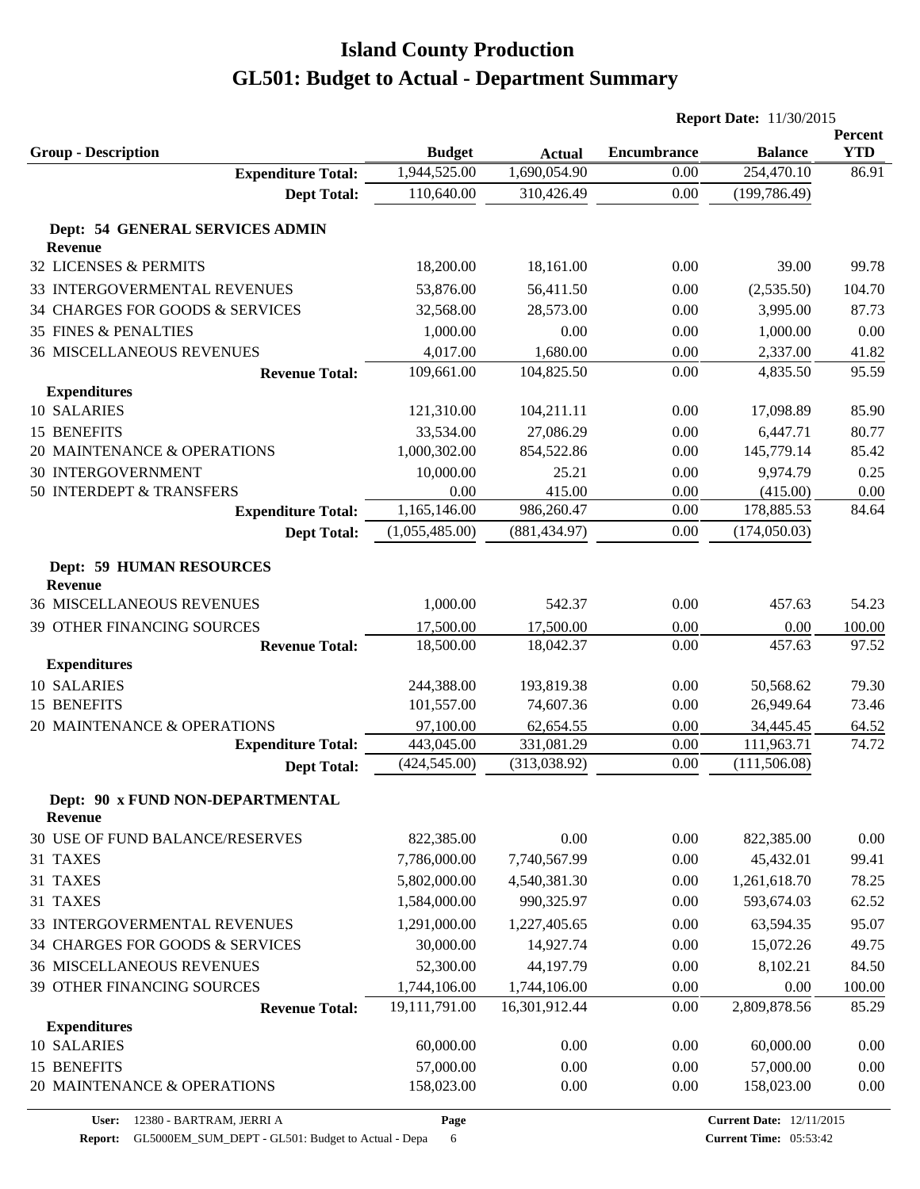# Island County Production

# GL501: Budget to Actual - Department Summary

**Report Date:** 11/30/2015

| Group - Description | Budget | Actual | Encumbrance | Balance | Percent YTD |
|---|---|---|---|---|---|
| **Expenditure Total:** | 1,944,525.00 | 1,690,054.90 | 0.00 | 254,470.10 | 86.91 |
| **Dept Total:** | 110,640.00 | 310,426.49 | 0.00 | (199,786.49) | |
| **Dept: 54 GENERAL SERVICES ADMIN** | | | | | |
| **Revenue** | | | | | |
| 32 LICENSES & PERMITS | 18,200.00 | 18,161.00 | 0.00 | 39.00 | 99.78 |
| 33 INTERGOVERMENTAL REVENUES | 53,876.00 | 56,411.50 | 0.00 | (2,535.50) | 104.70 |
| 34 CHARGES FOR GOODS & SERVICES | 32,568.00 | 28,573.00 | 0.00 | 3,995.00 | 87.73 |
| 35 FINES & PENALTIES | 1,000.00 | 0.00 | 0.00 | 1,000.00 | 0.00 |
| 36 MISCELLANEOUS REVENUES | 4,017.00 | 1,680.00 | 0.00 | 2,337.00 | 41.82 |
| **Revenue Total:** | 109,661.00 | 104,825.50 | 0.00 | 4,835.50 | 95.59 |
| **Expenditures** | | | | | |
| 10 SALARIES | 121,310.00 | 104,211.11 | 0.00 | 17,098.89 | 85.90 |
| 15 BENEFITS | 33,534.00 | 27,086.29 | 0.00 | 6,447.71 | 80.77 |
| 20 MAINTENANCE & OPERATIONS | 1,000,302.00 | 854,522.86 | 0.00 | 145,779.14 | 85.42 |
| 30 INTERGOVERNMENT | 10,000.00 | 25.21 | 0.00 | 9,974.79 | 0.25 |
| 50 INTERDEPT & TRANSFERS | 0.00 | 415.00 | 0.00 | (415.00) | 0.00 |
| **Expenditure Total:** | 1,165,146.00 | 986,260.47 | 0.00 | 178,885.53 | 84.64 |
| **Dept Total:** | (1,055,485.00) | (881,434.97) | 0.00 | (174,050.03) | |
| **Dept: 59 HUMAN RESOURCES** | | | | | |
| **Revenue** | | | | | |
| 36 MISCELLANEOUS REVENUES | 1,000.00 | 542.37 | 0.00 | 457.63 | 54.23 |
| 39 OTHER FINANCING SOURCES | 17,500.00 | 17,500.00 | 0.00 | 0.00 | 100.00 |
| **Revenue Total:** | 18,500.00 | 18,042.37 | 0.00 | 457.63 | 97.52 |
| **Expenditures** | | | | | |
| 10 SALARIES | 244,388.00 | 193,819.38 | 0.00 | 50,568.62 | 79.30 |
| 15 BENEFITS | 101,557.00 | 74,607.36 | 0.00 | 26,949.64 | 73.46 |
| 20 MAINTENANCE & OPERATIONS | 97,100.00 | 62,654.55 | 0.00 | 34,445.45 | 64.52 |
| **Expenditure Total:** | 443,045.00 | 331,081.29 | 0.00 | 111,963.71 | 74.72 |
| **Dept Total:** | (424,545.00) | (313,038.92) | 0.00 | (111,506.08) | |
| **Dept: 90 x FUND NON-DEPARTMENTAL** | | | | | |
| **Revenue** | | | | | |
| 30 USE OF FUND BALANCE/RESERVES | 822,385.00 | 0.00 | 0.00 | 822,385.00 | 0.00 |
| 31 TAXES | 7,786,000.00 | 7,740,567.99 | 0.00 | 45,432.01 | 99.41 |
| 31 TAXES | 5,802,000.00 | 4,540,381.30 | 0.00 | 1,261,618.70 | 78.25 |
| 31 TAXES | 1,584,000.00 | 990,325.97 | 0.00 | 593,674.03 | 62.52 |
| 33 INTERGOVERMENTAL REVENUES | 1,291,000.00 | 1,227,405.65 | 0.00 | 63,594.35 | 95.07 |
| 34 CHARGES FOR GOODS & SERVICES | 30,000.00 | 14,927.74 | 0.00 | 15,072.26 | 49.75 |
| 36 MISCELLANEOUS REVENUES | 52,300.00 | 44,197.79 | 0.00 | 8,102.21 | 84.50 |
| 39 OTHER FINANCING SOURCES | 1,744,106.00 | 1,744,106.00 | 0.00 | 0.00 | 100.00 |
| **Revenue Total:** | 19,111,791.00 | 16,301,912.44 | 0.00 | 2,809,878.56 | 85.29 |
| **Expenditures** | | | | | |
| 10 SALARIES | 60,000.00 | 0.00 | 0.00 | 60,000.00 | 0.00 |
| 15 BENEFITS | 57,000.00 | 0.00 | 0.00 | 57,000.00 | 0.00 |
| 20 MAINTENANCE & OPERATIONS | 158,023.00 | 0.00 | 0.00 | 158,023.00 | 0.00 |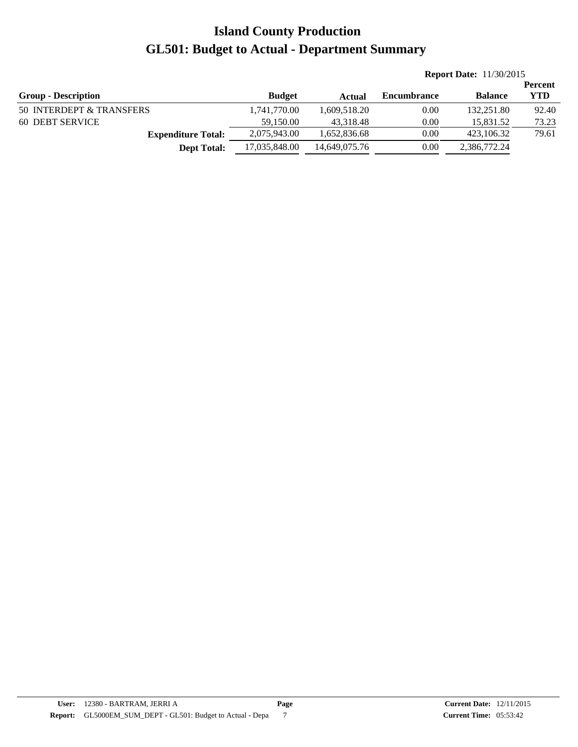# Island County Production

# GL501: Budget to Actual - Department Summary

**Report Date:** 11/30/2015

| Group - Description | Budget | Actual | Encumbrance | Balance | Percent YTD |
|---|---|---|---|---|---|
| 50 INTERDEPT & TRANSFERS | 1,741,770.00 | 1,609,518.20 | 0.00 | 132,251.80 | 92.40 |
| 60 DEBT SERVICE | 59,150.00 | 43,318.48 | 0.00 | 15,831.52 | 73.23 |
| **Expenditure Total:** | 2,075,943.00 | 1,652,836.68 | 0.00 | 423,106.32 | 79.61 |
| **Dept Total:** | 17,035,848.00 | 14,649,075.76 | 0.00 | 2,386,772.24 | |

**User:** 12380 - BARTRAM, JERRI A
**Report:** GL5000EM_SUM_DEPT - GL501: Budget to Actual - Depa
**Page** 7
**Current Date:** 12/11/2015
**Current Time:** 05:53:42